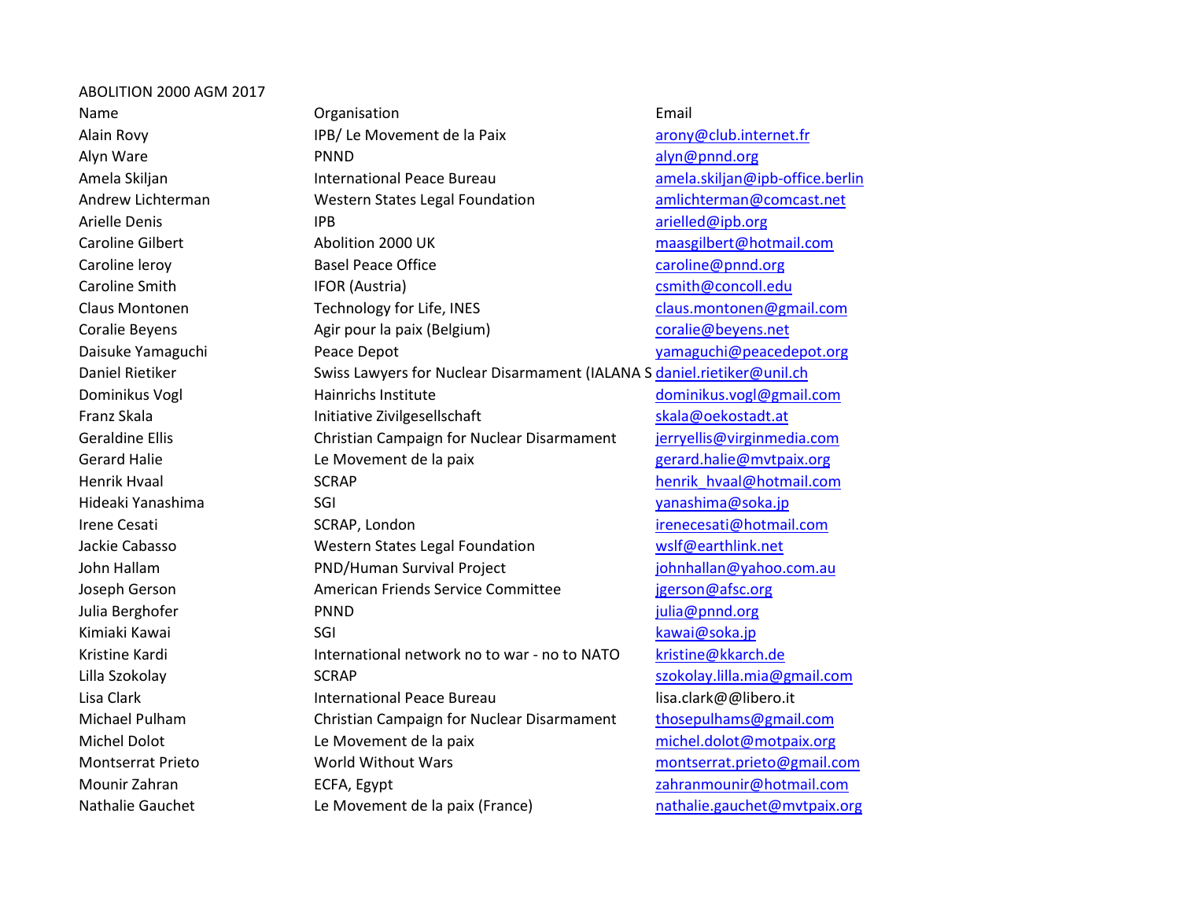ABOLITION 2000 AGM 2017

| Name | Organisation | Email |
|---|---|---|
| Alain Rovy | IPB/ Le Movement de la Paix | arony@club.internet.fr |
| Alyn Ware | PNND | alyn@pnnd.org |
| Amela Skiljan | International Peace Bureau | amela.skiljan@ipb-office.berlin |
| Andrew Lichterman | Western States Legal Foundation | amlichterman@comcast.net |
| Arielle Denis | IPB | arielled@ipb.org |
| Caroline Gilbert | Abolition 2000 UK | maasgilbert@hotmail.com |
| Caroline leroy | Basel Peace Office | caroline@pnnd.org |
| Caroline Smith | IFOR (Austria) | csmith@concoll.edu |
| Claus Montonen | Technology for Life, INES | claus.montonen@gmail.com |
| Coralie Beyens | Agir pour la paix (Belgium) | coralie@beyens.net |
| Daisuke Yamaguchi | Peace Depot | yamaguchi@peacedepot.org |
| Daniel Rietiker | Swiss Lawyers for Nuclear Disarmament (IALANA S | daniel.rietiker@unil.ch |
| Dominikus Vogl | Hainrichs Institute | dominikus.vogl@gmail.com |
| Franz Skala | Initiative Zivilgesellschaft | skala@oekostadt.at |
| Geraldine Ellis | Christian Campaign for Nuclear Disarmament | jerryellis@virginmedia.com |
| Gerard Halie | Le Movement de la paix | gerard.halie@mvtpaix.org |
| Henrik Hvaal | SCRAP | henrik_hvaal@hotmail.com |
| Hideaki Yanashima | SGI | yanashima@soka.jp |
| Irene Cesati | SCRAP, London | irenecesati@hotmail.com |
| Jackie Cabasso | Western States Legal Foundation | wslf@earthlink.net |
| John Hallam | PND/Human Survival Project | johnhallan@yahoo.com.au |
| Joseph Gerson | American Friends Service Committee | jgerson@afsc.org |
| Julia Berghofer | PNND | julia@pnnd.org |
| Kimiaki Kawai | SGI | kawai@soka.jp |
| Kristine Kardi | International network no to war - no to NATO | kristine@kkarch.de |
| Lilla Szokolay | SCRAP | szokolay.lilla.mia@gmail.com |
| Lisa Clark | International Peace Bureau | lisa.clark@@libero.it |
| Michael Pulham | Christian Campaign for Nuclear Disarmament | thosepulhams@gmail.com |
| Michel Dolot | Le Movement de la paix | michel.dolot@motpaix.org |
| Montserrat Prieto | World Without Wars | montserrat.prieto@gmail.com |
| Mounir Zahran | ECFA, Egypt | zahranmounir@hotmail.com |
| Nathalie Gauchet | Le Movement de la paix (France) | nathalie.gauchet@mvtpaix.org |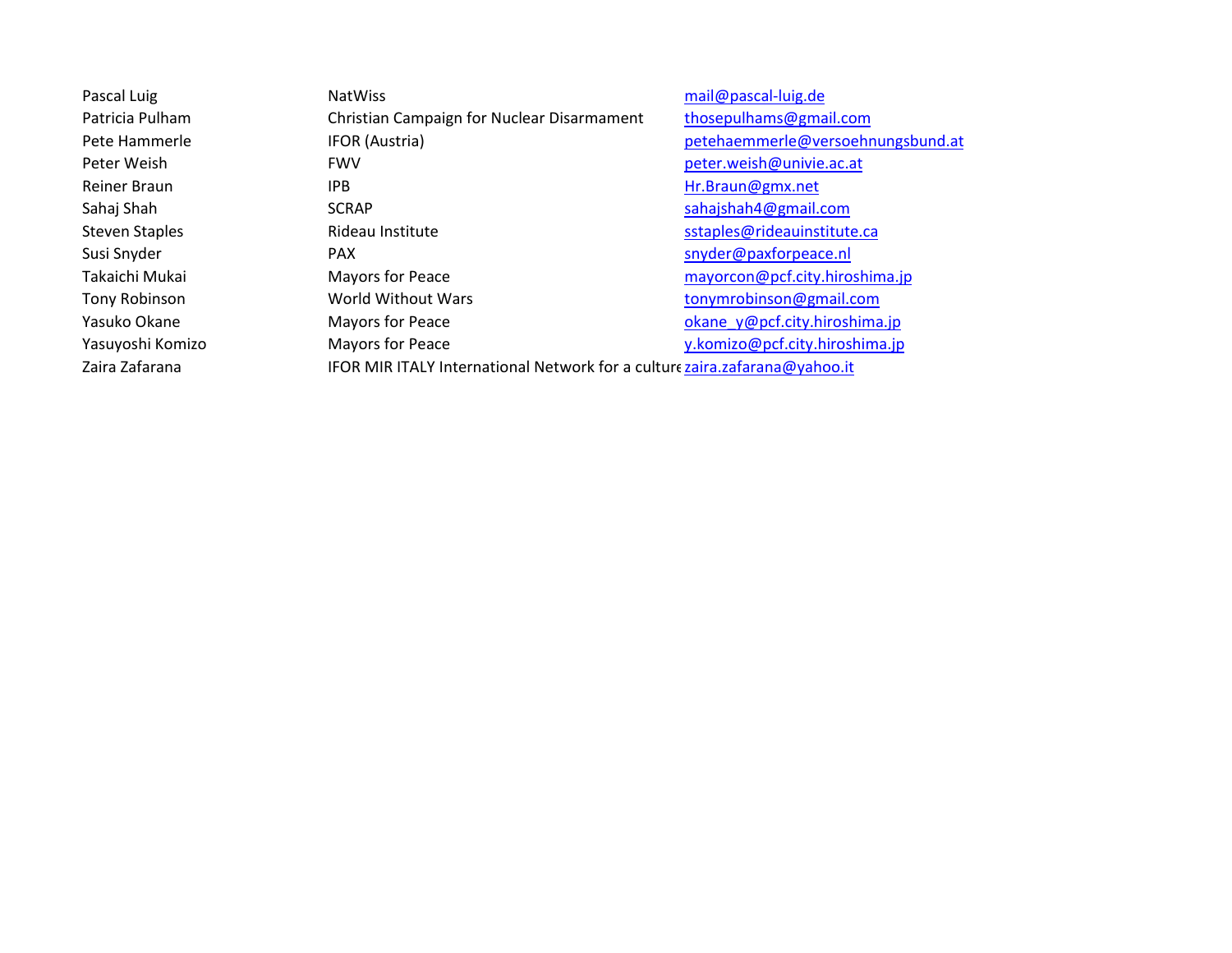| | | |
|---|---|---|
| Pascal Luig | NatWiss | mail@pascal-luig.de |
| Patricia Pulham | Christian Campaign for Nuclear Disarmament | thosepulhams@gmail.com |
| Pete Hammerle | IFOR (Austria) | petehaemmerle@versoehnungsbund.at |
| Peter Weish | FWV | peter.weish@univie.ac.at |
| Reiner Braun | IPB | Hr.Braun@gmx.net |
| Sahaj Shah | SCRAP | sahajshah4@gmail.com |
| Steven Staples | Rideau Institute | sstaples@rideauinstitute.ca |
| Susi Snyder | PAX | snyder@paxforpeace.nl |
| Takaichi Mukai | Mayors for Peace | mayorcon@pcf.city.hiroshima.jp |
| Tony Robinson | World Without Wars | tonymrobinson@gmail.com |
| Yasuko Okane | Mayors for Peace | okane_y@pcf.city.hiroshima.jp |
| Yasuyoshi Komizo | Mayors for Peace | y.komizo@pcf.city.hiroshima.jp |
| Zaira Zafarana | IFOR MIR ITALY International Network for a culture | zaira.zafarana@yahoo.it |